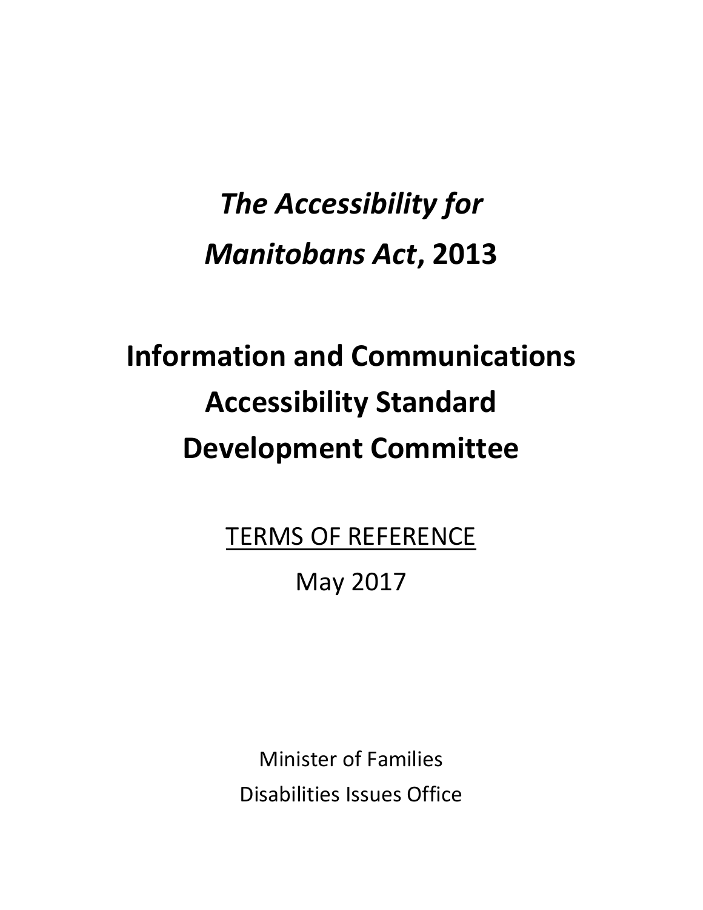# *The Accessibility for Manitobans Act*, 2013

# Information and Communications Accessibility Standard Development Committee

<u>TERMS OF REFERENCE</u>

May 2017

Minister of Families

Disabilities Issues Office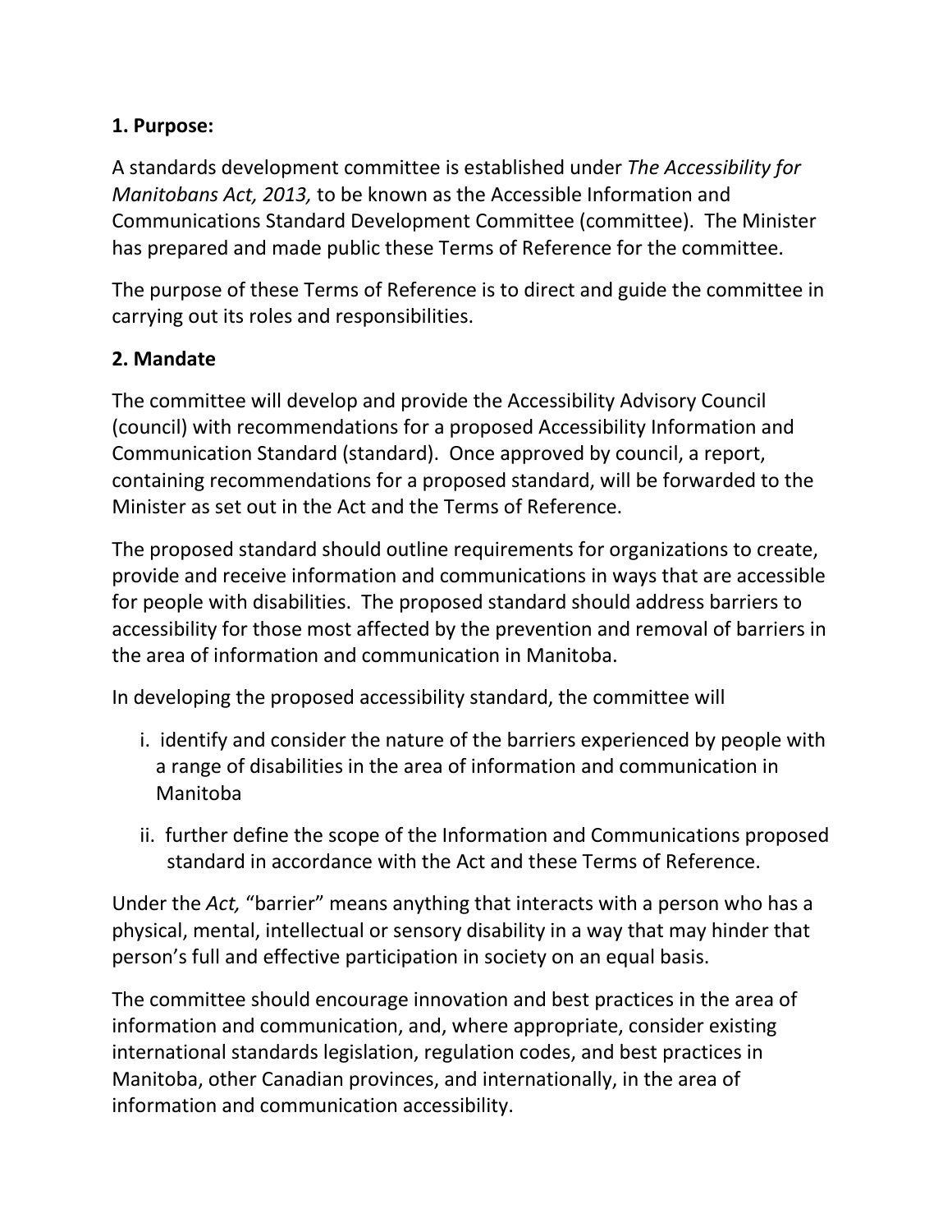**1. Purpose:**

A standards development committee is established under *The Accessibility for Manitobans Act, 2013,* to be known as the Accessible Information and Communications Standard Development Committee (committee). The Minister has prepared and made public these Terms of Reference for the committee.

The purpose of these Terms of Reference is to direct and guide the committee in carrying out its roles and responsibilities.

**2. Mandate**

The committee will develop and provide the Accessibility Advisory Council (council) with recommendations for a proposed Accessibility Information and Communication Standard (standard). Once approved by council, a report, containing recommendations for a proposed standard, will be forwarded to the Minister as set out in the Act and the Terms of Reference.

The proposed standard should outline requirements for organizations to create, provide and receive information and communications in ways that are accessible for people with disabilities. The proposed standard should address barriers to accessibility for those most affected by the prevention and removal of barriers in the area of information and communication in Manitoba.

In developing the proposed accessibility standard, the committee will

i. identify and consider the nature of the barriers experienced by people with a range of disabilities in the area of information and communication in Manitoba

ii. further define the scope of the Information and Communications proposed standard in accordance with the Act and these Terms of Reference.

Under the *Act,* "barrier" means anything that interacts with a person who has a physical, mental, intellectual or sensory disability in a way that may hinder that person's full and effective participation in society on an equal basis.

The committee should encourage innovation and best practices in the area of information and communication, and, where appropriate, consider existing international standards legislation, regulation codes, and best practices in Manitoba, other Canadian provinces, and internationally, in the area of information and communication accessibility.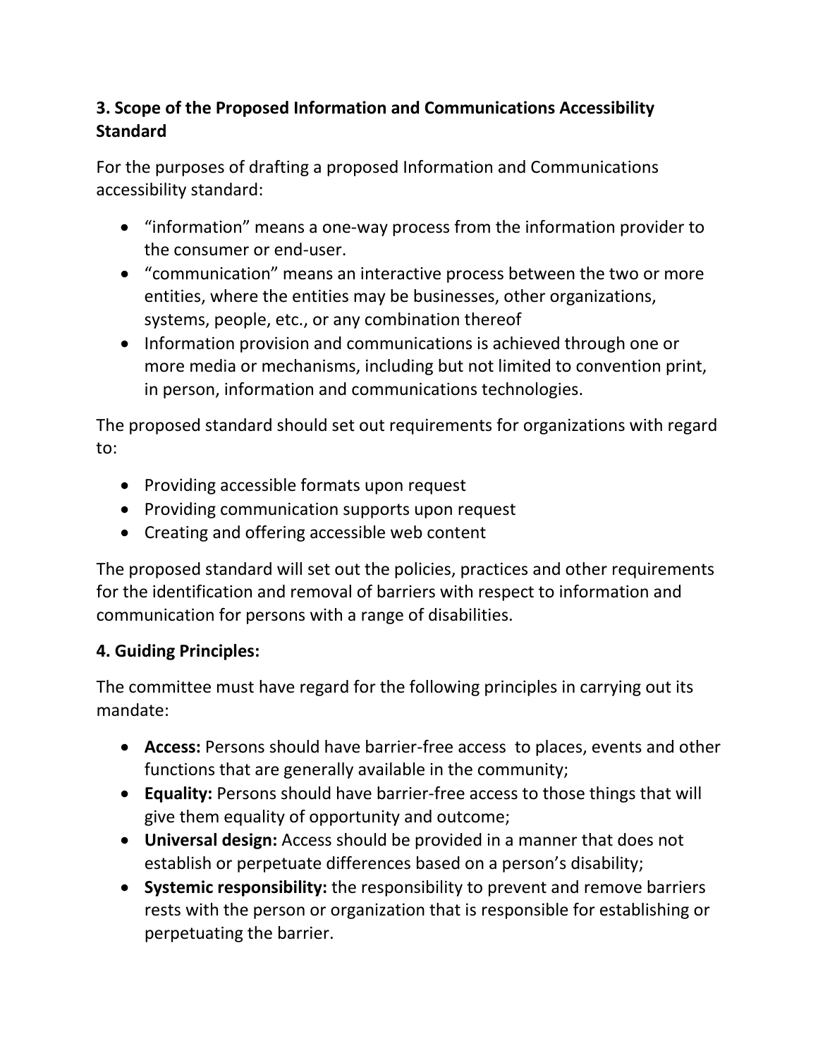## 3. Scope of the Proposed Information and Communications Accessibility Standard

For the purposes of drafting a proposed Information and Communications accessibility standard:

- "information" means a one-way process from the information provider to the consumer or end-user.
- "communication" means an interactive process between the two or more entities, where the entities may be businesses, other organizations, systems, people, etc., or any combination thereof
- Information provision and communications is achieved through one or more media or mechanisms, including but not limited to convention print, in person, information and communications technologies.

The proposed standard should set out requirements for organizations with regard to:

- Providing accessible formats upon request
- Providing communication supports upon request
- Creating and offering accessible web content

The proposed standard will set out the policies, practices and other requirements for the identification and removal of barriers with respect to information and communication for persons with a range of disabilities.

## 4. Guiding Principles:

The committee must have regard for the following principles in carrying out its mandate:

- **Access:** Persons should have barrier-free access to places, events and other functions that are generally available in the community;
- **Equality:** Persons should have barrier-free access to those things that will give them equality of opportunity and outcome;
- **Universal design:** Access should be provided in a manner that does not establish or perpetuate differences based on a person's disability;
- **Systemic responsibility:** the responsibility to prevent and remove barriers rests with the person or organization that is responsible for establishing or perpetuating the barrier.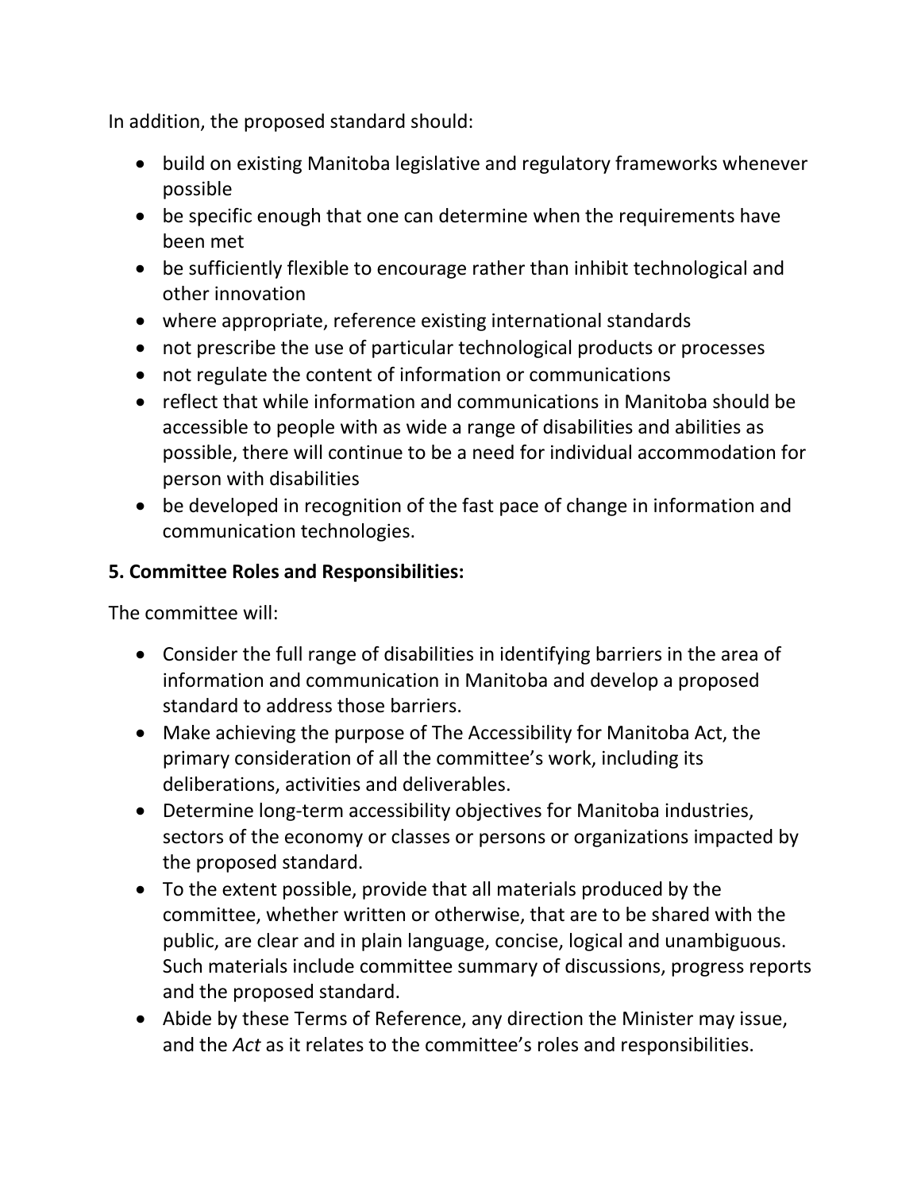In addition, the proposed standard should:

- build on existing Manitoba legislative and regulatory frameworks whenever possible
- be specific enough that one can determine when the requirements have been met
- be sufficiently flexible to encourage rather than inhibit technological and other innovation
- where appropriate, reference existing international standards
- not prescribe the use of particular technological products or processes
- not regulate the content of information or communications
- reflect that while information and communications in Manitoba should be accessible to people with as wide a range of disabilities and abilities as possible, there will continue to be a need for individual accommodation for person with disabilities
- be developed in recognition of the fast pace of change in information and communication technologies.

**5. Committee Roles and Responsibilities:**

The committee will:

- Consider the full range of disabilities in identifying barriers in the area of information and communication in Manitoba and develop a proposed standard to address those barriers.
- Make achieving the purpose of The Accessibility for Manitoba Act, the primary consideration of all the committee's work, including its deliberations, activities and deliverables.
- Determine long-term accessibility objectives for Manitoba industries, sectors of the economy or classes or persons or organizations impacted by the proposed standard.
- To the extent possible, provide that all materials produced by the committee, whether written or otherwise, that are to be shared with the public, are clear and in plain language, concise, logical and unambiguous. Such materials include committee summary of discussions, progress reports and the proposed standard.
- Abide by these Terms of Reference, any direction the Minister may issue, and the *Act* as it relates to the committee's roles and responsibilities.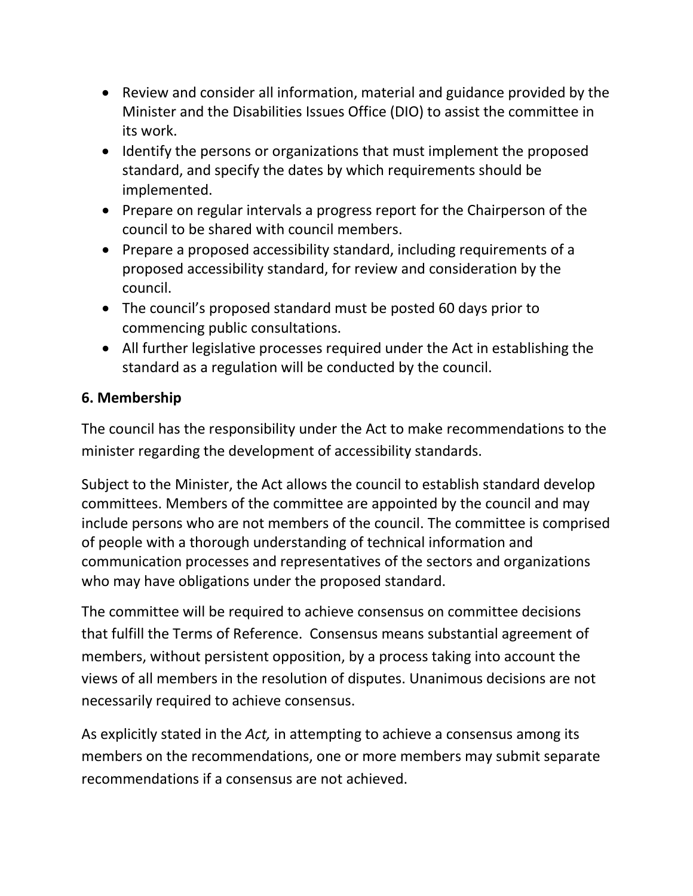- Review and consider all information, material and guidance provided by the Minister and the Disabilities Issues Office (DIO) to assist the committee in its work.
- Identify the persons or organizations that must implement the proposed standard, and specify the dates by which requirements should be implemented.
- Prepare on regular intervals a progress report for the Chairperson of the council to be shared with council members.
- Prepare a proposed accessibility standard, including requirements of a proposed accessibility standard, for review and consideration by the council.
- The council's proposed standard must be posted 60 days prior to commencing public consultations.
- All further legislative processes required under the Act in establishing the standard as a regulation will be conducted by the council.

**6. Membership**

The council has the responsibility under the Act to make recommendations to the minister regarding the development of accessibility standards.

Subject to the Minister, the Act allows the council to establish standard develop committees. Members of the committee are appointed by the council and may include persons who are not members of the council. The committee is comprised of people with a thorough understanding of technical information and communication processes and representatives of the sectors and organizations who may have obligations under the proposed standard.

The committee will be required to achieve consensus on committee decisions that fulfill the Terms of Reference. Consensus means substantial agreement of members, without persistent opposition, by a process taking into account the views of all members in the resolution of disputes. Unanimous decisions are not necessarily required to achieve consensus.

As explicitly stated in the *Act,* in attempting to achieve a consensus among its members on the recommendations, one or more members may submit separate recommendations if a consensus are not achieved.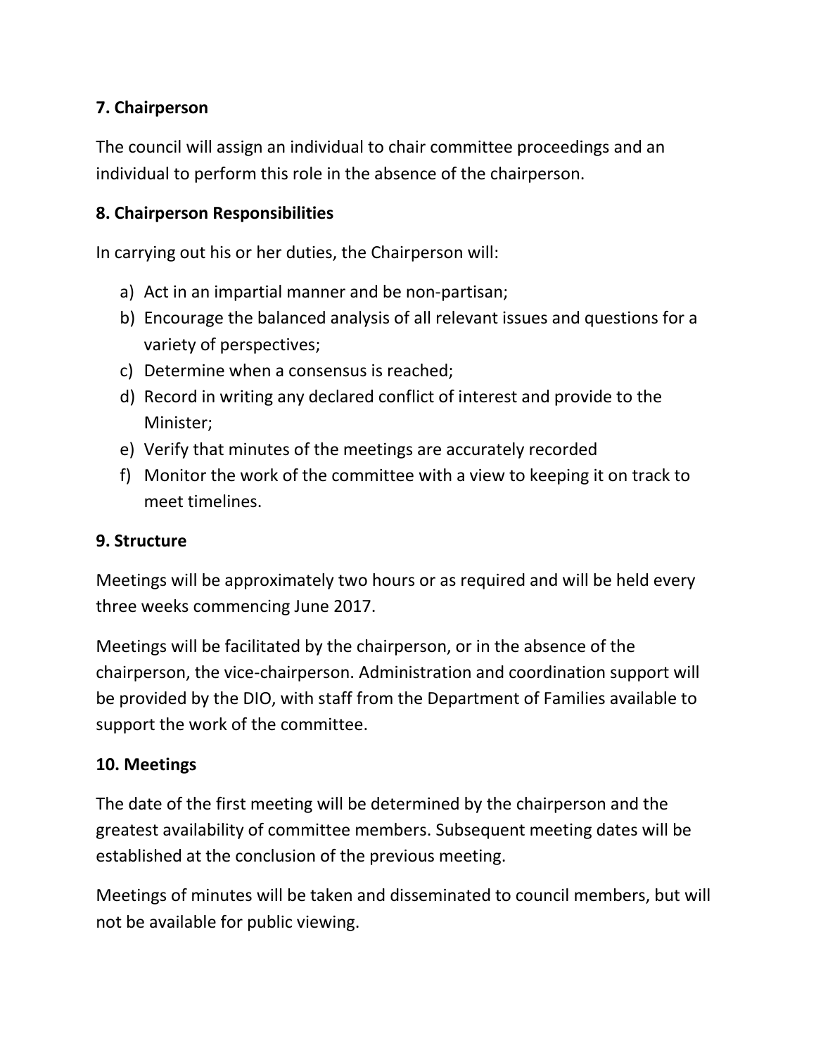## 7. Chairperson

The council will assign an individual to chair committee proceedings and an individual to perform this role in the absence of the chairperson.

## 8. Chairperson Responsibilities

In carrying out his or her duties, the Chairperson will:

a) Act in an impartial manner and be non-partisan;
b) Encourage the balanced analysis of all relevant issues and questions for a variety of perspectives;
c) Determine when a consensus is reached;
d) Record in writing any declared conflict of interest and provide to the Minister;
e) Verify that minutes of the meetings are accurately recorded
f) Monitor the work of the committee with a view to keeping it on track to meet timelines.

## 9. Structure

Meetings will be approximately two hours or as required and will be held every three weeks commencing June 2017.

Meetings will be facilitated by the chairperson, or in the absence of the chairperson, the vice-chairperson. Administration and coordination support will be provided by the DIO, with staff from the Department of Families available to support the work of the committee.

## 10. Meetings

The date of the first meeting will be determined by the chairperson and the greatest availability of committee members. Subsequent meeting dates will be established at the conclusion of the previous meeting.

Meetings of minutes will be taken and disseminated to council members, but will not be available for public viewing.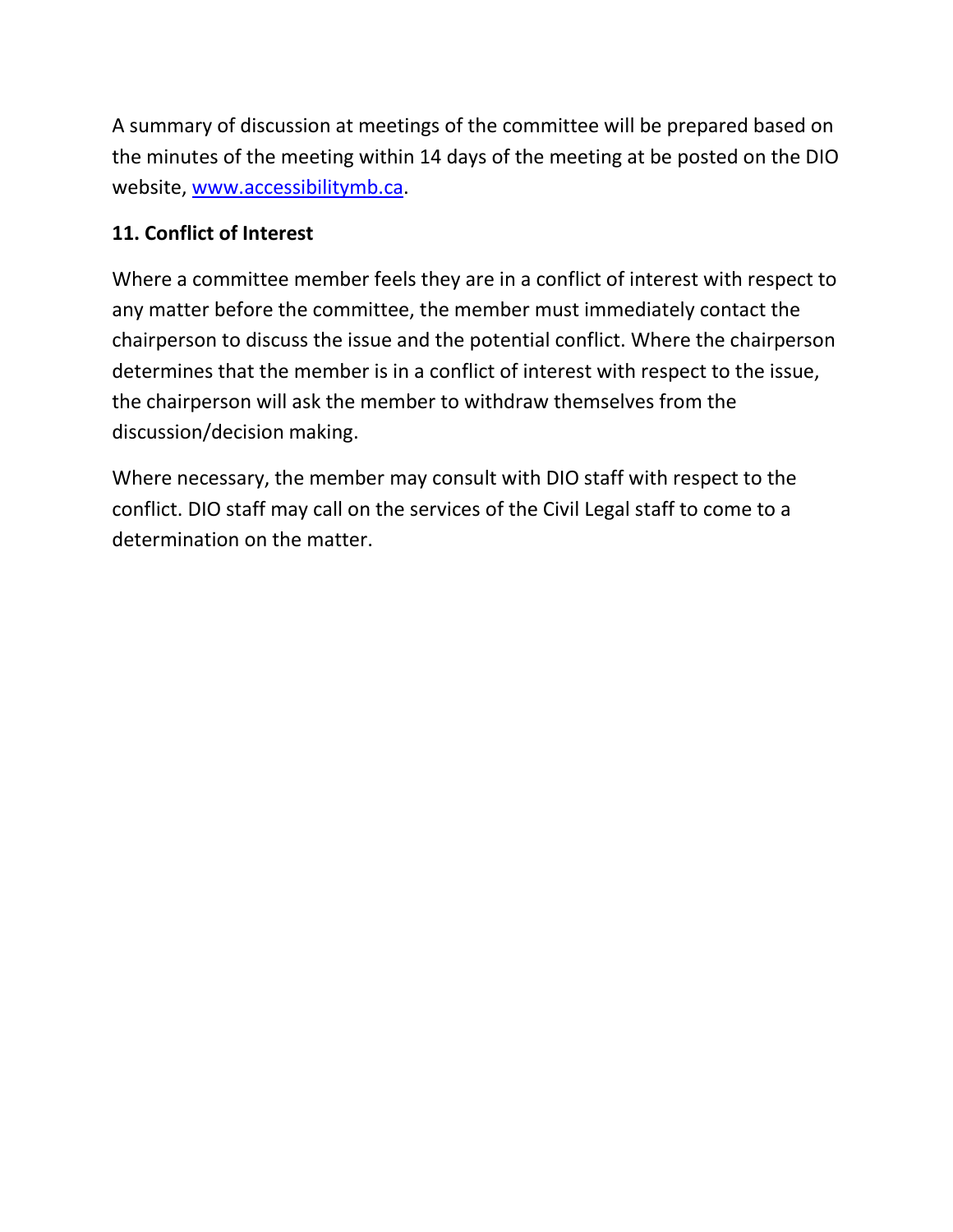A summary of discussion at meetings of the committee will be prepared based on the minutes of the meeting within 14 days of the meeting at be posted on the DIO website, [www.accessibilitymb.ca](http://www.accessibilitymb.ca).

**11. Conflict of Interest**

Where a committee member feels they are in a conflict of interest with respect to any matter before the committee, the member must immediately contact the chairperson to discuss the issue and the potential conflict. Where the chairperson determines that the member is in a conflict of interest with respect to the issue, the chairperson will ask the member to withdraw themselves from the discussion/decision making.

Where necessary, the member may consult with DIO staff with respect to the conflict. DIO staff may call on the services of the Civil Legal staff to come to a determination on the matter.